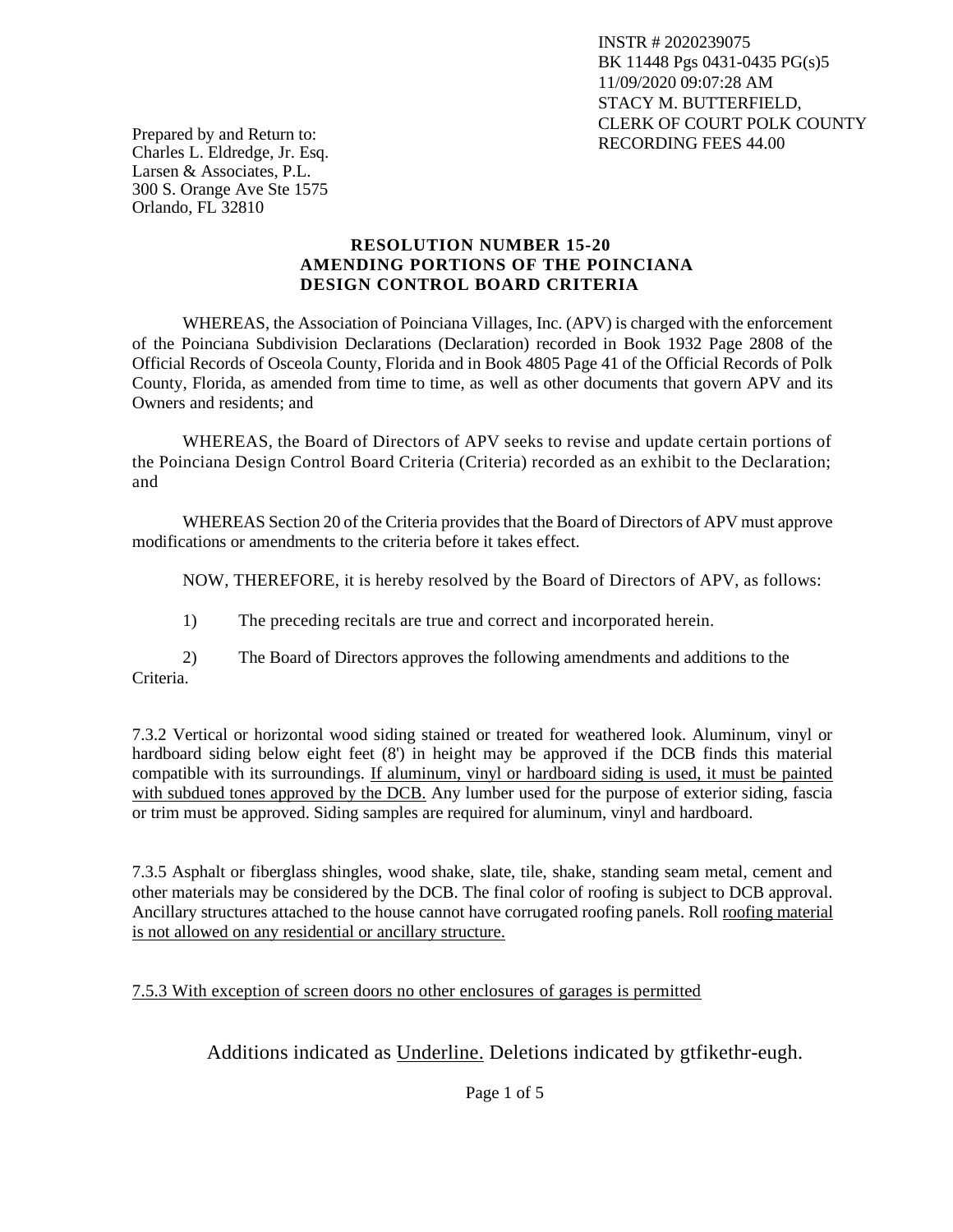INSTR # 2020239075
BK 11448 Pgs 0431-0435 PG(s)5
11/09/2020 09:07:28 AM
STACY M. BUTTERFIELD,
CLERK OF COURT POLK COUNTY
RECORDING FEES 44.00

Prepared by and Return to:
Charles L. Eldredge, Jr. Esq.
Larsen & Associates, P.L.
300 S. Orange Ave Ste 1575
Orlando, FL 32810

## RESOLUTION NUMBER 15-20
## AMENDING PORTIONS OF THE POINCIANA DESIGN CONTROL BOARD CRITERIA

WHEREAS, the Association of Poinciana Villages, Inc. (APV) is charged with the enforcement of the Poinciana Subdivision Declarations (Declaration) recorded in Book 1932 Page 2808 of the Official Records of Osceola County, Florida and in Book 4805 Page 41 of the Official Records of Polk County, Florida, as amended from time to time, as well as other documents that govern APV and its Owners and residents; and

WHEREAS, the Board of Directors of APV seeks to revise and update certain portions of the Poinciana Design Control Board Criteria (Criteria) recorded as an exhibit to the Declaration; and

WHEREAS Section 20 of the Criteria provides that the Board of Directors of APV must approve modifications or amendments to the criteria before it takes effect.

NOW, THEREFORE, it is hereby resolved by the Board of Directors of APV, as follows:

1) The preceding recitals are true and correct and incorporated herein.

2) The Board of Directors approves the following amendments and additions to the Criteria.

7.3.2 Vertical or horizontal wood siding stained or treated for weathered look. Aluminum, vinyl or hardboard siding below eight feet (8') in height may be approved if the DCB finds this material compatible with its surroundings. <u>If aluminum, vinyl or hardboard siding is used, it must be painted with subdued tones approved by the DCB.</u> Any lumber used for the purpose of exterior siding, fascia or trim must be approved. Siding samples are required for aluminum, vinyl and hardboard.

7.3.5 Asphalt or fiberglass shingles, wood shake, slate, tile, shake, standing seam metal, cement and other materials may be considered by the DCB. The final color of roofing is subject to DCB approval. Ancillary structures attached to the house cannot have corrugated roofing panels. Roll <u>roofing material is not allowed on any residential or ancillary structure.</u>

<u>7.5.3 With exception of screen doors no other enclosures of garages is permitted</u>

Additions indicated as <u>Underline.</u> Deletions indicated by gtfikethr-eugh.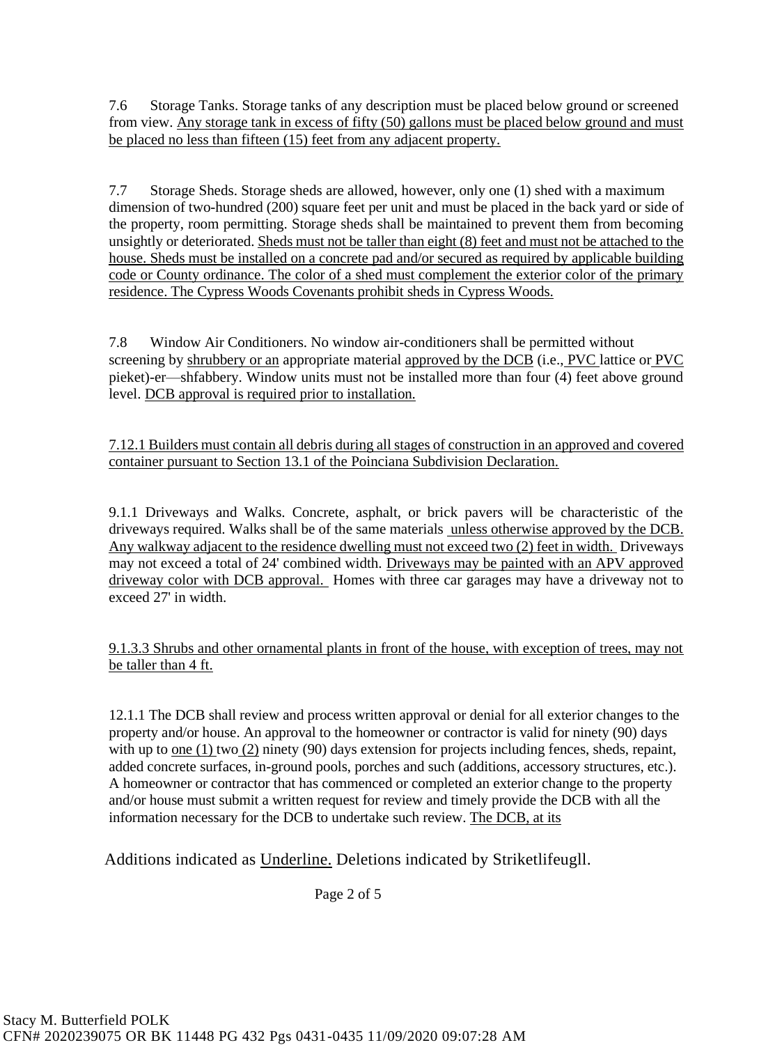7.6 Storage Tanks. Storage tanks of any description must be placed below ground or screened from view. <u>Any storage tank in excess of fifty (50) gallons must be placed below ground and must be placed no less than fifteen (15) feet from any adjacent property.</u>

7.7 Storage Sheds. Storage sheds are allowed, however, only one (1) shed with a maximum dimension of two-hundred (200) square feet per unit and must be placed in the back yard or side of the property, room permitting. Storage sheds shall be maintained to prevent them from becoming unsightly or deteriorated. <u>Sheds must not be taller than eight (8) feet and must not be attached to the house. Sheds must be installed on a concrete pad and/or secured as required by applicable building code or County ordinance. The color of a shed must complement the exterior color of the primary residence. The Cypress Woods Covenants prohibit sheds in Cypress Woods.</u>

7.8 Window Air Conditioners. No window air-conditioners shall be permitted without screening by <u>shrubbery or an</u> appropriate material <u>approved by the DCB</u> (i.e., <u>PVC</u> lattice or <u>PVC</u> pieket)-er—shfabbery. Window units must not be installed more than four (4) feet above ground level. <u>DCB approval is required prior to installation.</u>

<u>7.12.1 Builders must contain all debris during all stages of construction in an approved and covered container pursuant to Section 13.1 of the Poinciana Subdivision Declaration.</u>

9.1.1 Driveways and Walks. Concrete, asphalt, or brick pavers will be characteristic of the driveways required. Walks shall be of the same materials <u>unless otherwise approved by the DCB. Any walkway adjacent to the residence dwelling must not exceed two (2) feet in width.</u> Driveways may not exceed a total of 24' combined width. <u>Driveways may be painted with an APV approved driveway color with DCB approval.</u> Homes with three car garages may have a driveway not to exceed 27' in width.

<u>9.1.3.3 Shrubs and other ornamental plants in front of the house, with exception of trees, may not be taller than 4 ft.</u>

12.1.1 The DCB shall review and process written approval or denial for all exterior changes to the property and/or house. An approval to the homeowner or contractor is valid for ninety (90) days with up to <u>one (1)</u> two <u>(2)</u> ninety (90) days extension for projects including fences, sheds, repaint, added concrete surfaces, in-ground pools, porches and such (additions, accessory structures, etc.). A homeowner or contractor that has commenced or completed an exterior change to the property and/or house must submit a written request for review and timely provide the DCB with all the information necessary for the DCB to undertake such review. <u>The DCB, at its</u>

Additions indicated as <u>Underline.</u> Deletions indicated by Striketlifeugll.

Stacy M. Butterfield POLK
CFN# 2020239075 OR BK 11448 PG 432 Pgs 0431-0435 11/09/2020 09:07:28 AM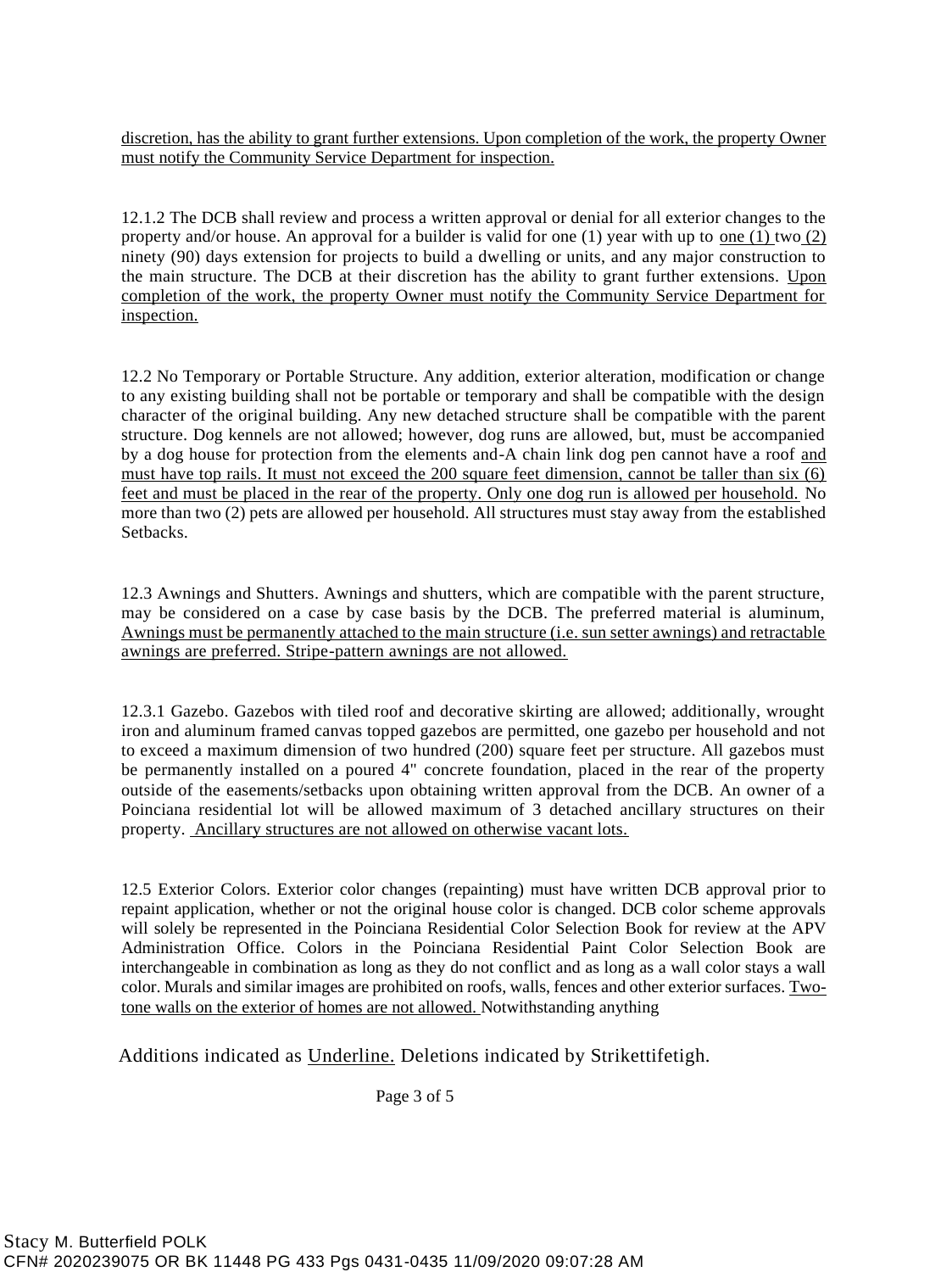<u>discretion, has the ability to grant further extensions. Upon completion of the work, the property Owner must notify the Community Service Department for inspection.</u>

12.1.2 The DCB shall review and process a written approval or denial for all exterior changes to the property and/or house. An approval for a builder is valid for one (1) year with up to <u>one (1)</u> two <u>(2)</u> ninety (90) days extension for projects to build a dwelling or units, and any major construction to the main structure. The DCB at their discretion has the ability to grant further extensions. <u>Upon completion of the work, the property Owner must notify the Community Service Department for inspection.</u>

12.2 No Temporary or Portable Structure. Any addition, exterior alteration, modification or change to any existing building shall not be portable or temporary and shall be compatible with the design character of the original building. Any new detached structure shall be compatible with the parent structure. Dog kennels are not allowed; however, dog runs are allowed, but, must be accompanied by a dog house for protection from the elements and-A chain link dog pen cannot have a roof <u>and must have top rails. It must not exceed the 200 square feet dimension, cannot be taller than six (6) feet and must be placed in the rear of the property. Only one dog run is allowed per household.</u> No more than two (2) pets are allowed per household. All structures must stay away from the established Setbacks.

12.3 Awnings and Shutters. Awnings and shutters, which are compatible with the parent structure, may be considered on a case by case basis by the DCB. The preferred material is aluminum, <u>Awnings must be permanently attached to the main structure (i.e. sun setter awnings) and retractable awnings are preferred. Stripe-pattern awnings are not allowed.</u>

12.3.1 Gazebo. Gazebos with tiled roof and decorative skirting are allowed; additionally, wrought iron and aluminum framed canvas topped gazebos are permitted, one gazebo per household and not to exceed a maximum dimension of two hundred (200) square feet per structure. All gazebos must be permanently installed on a poured 4" concrete foundation, placed in the rear of the property outside of the easements/setbacks upon obtaining written approval from the DCB. An owner of a Poinciana residential lot will be allowed maximum of 3 detached ancillary structures on their property. <u>Ancillary structures are not allowed on otherwise vacant lots.</u>

12.5 Exterior Colors. Exterior color changes (repainting) must have written DCB approval prior to repaint application, whether or not the original house color is changed. DCB color scheme approvals will solely be represented in the Poinciana Residential Color Selection Book for review at the APV Administration Office. Colors in the Poinciana Residential Paint Color Selection Book are interchangeable in combination as long as they do not conflict and as long as a wall color stays a wall color. Murals and similar images are prohibited on roofs, walls, fences and other exterior surfaces. <u>Two-tone walls on the exterior of homes are not allowed.</u> Notwithstanding anything

Additions indicated as <u>Underline.</u> Deletions indicated by Strikettifetigh.

Stacy M. Butterfield POLK
CFN# 2020239075 OR BK 11448 PG 433 Pgs 0431-0435 11/09/2020 09:07:28 AM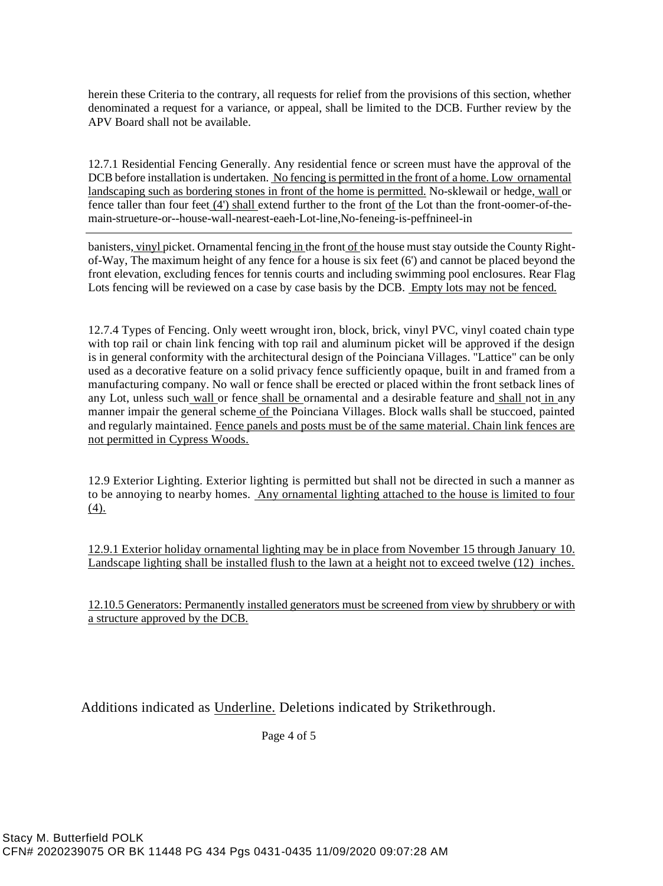herein these Criteria to the contrary, all requests for relief from the provisions of this section, whether denominated a request for a variance, or appeal, shall be limited to the DCB. Further review by the APV Board shall not be available.

12.7.1 Residential Fencing Generally. Any residential fence or screen must have the approval of the DCB before installation is undertaken. <u>No fencing is permitted in the front of a home. Low ornamental landscaping such as bordering stones in front of the home is permitted.</u> No-sklewail or hedge, <u>wall</u> or fence taller than four feet <u>(4') shall</u> extend further to the front <u>of</u> the Lot than the front-oomer-of-the-main-strueture-or--house-wall-nearest-eaeh-Lot-line,No-feneing-is-peffnineel-in

banisters, <u>vinyl</u> picket. Ornamental fencing <u>in</u> the front <u>of</u> the house must stay outside the County Right-of-Way, The maximum height of any fence for a house is six feet (6') and cannot be placed beyond the front elevation, excluding fences for tennis courts and including swimming pool enclosures. Rear Flag Lots fencing will be reviewed on a case by case basis by the DCB. <u>Empty lots may not be fenced.</u>

12.7.4 Types of Fencing. Only weett wrought iron, block, brick, vinyl PVC, vinyl coated chain type with top rail or chain link fencing with top rail and aluminum picket will be approved if the design is in general conformity with the architectural design of the Poinciana Villages. "Lattice" can be only used as a decorative feature on a solid privacy fence sufficiently opaque, built in and framed from a manufacturing company. No wall or fence shall be erected or placed within the front setback lines of any Lot, unless such <u>wall</u> or fence <u>shall be</u> ornamental and a desirable feature and <u>shall</u> not <u>in</u> any manner impair the general scheme <u>of</u> the Poinciana Villages. Block walls shall be stuccoed, painted and regularly maintained. <u>Fence panels and posts must be of the same material. Chain link fences are not permitted in Cypress Woods.</u>

12.9 Exterior Lighting. Exterior lighting is permitted but shall not be directed in such a manner as to be annoying to nearby homes. <u>Any ornamental lighting attached to the house is limited to four (4).</u>

<u>12.9.1 Exterior holiday ornamental lighting may be in place from November 15 through January 10. Landscape lighting shall be installed flush to the lawn at a height not to exceed twelve (12) inches.</u>

<u>12.10.5 Generators: Permanently installed generators must be screened from view by shrubbery or with a structure approved by the DCB.</u>

Additions indicated as <u>Underline.</u> Deletions indicated by Strikethrough.

Stacy M. Butterfield POLK
CFN# 2020239075 OR BK 11448 PG 434 Pgs 0431-0435 11/09/2020 09:07:28 AM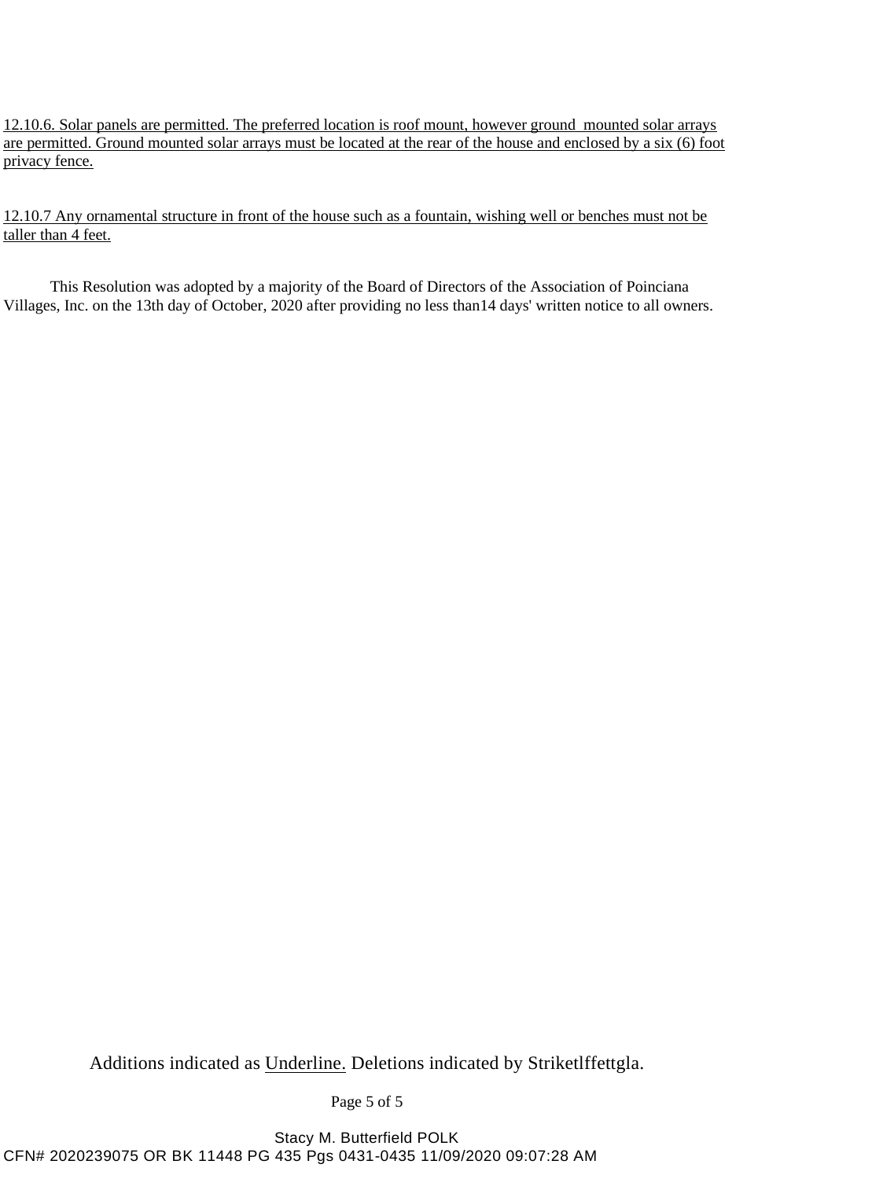<u>12.10.6. Solar panels are permitted. The preferred location is roof mount, however ground  mounted solar arrays are permitted. Ground mounted solar arrays must be located at the rear of the house and enclosed by a six (6) foot privacy fence.</u>

<u>12.10.7 Any ornamental structure in front of the house such as a fountain, wishing well or benches must not be taller than 4 feet.</u>

This Resolution was adopted by a majority of the Board of Directors of the Association of Poinciana Villages, Inc. on the 13th day of October, 2020 after providing no less than14 days' written notice to all owners.

Additions indicated as <u>Underline.</u> Deletions indicated by Striketlffettgla.

Stacy M. Butterfield POLK
CFN# 2020239075 OR BK 11448 PG 435 Pgs 0431-0435 11/09/2020 09:07:28 AM